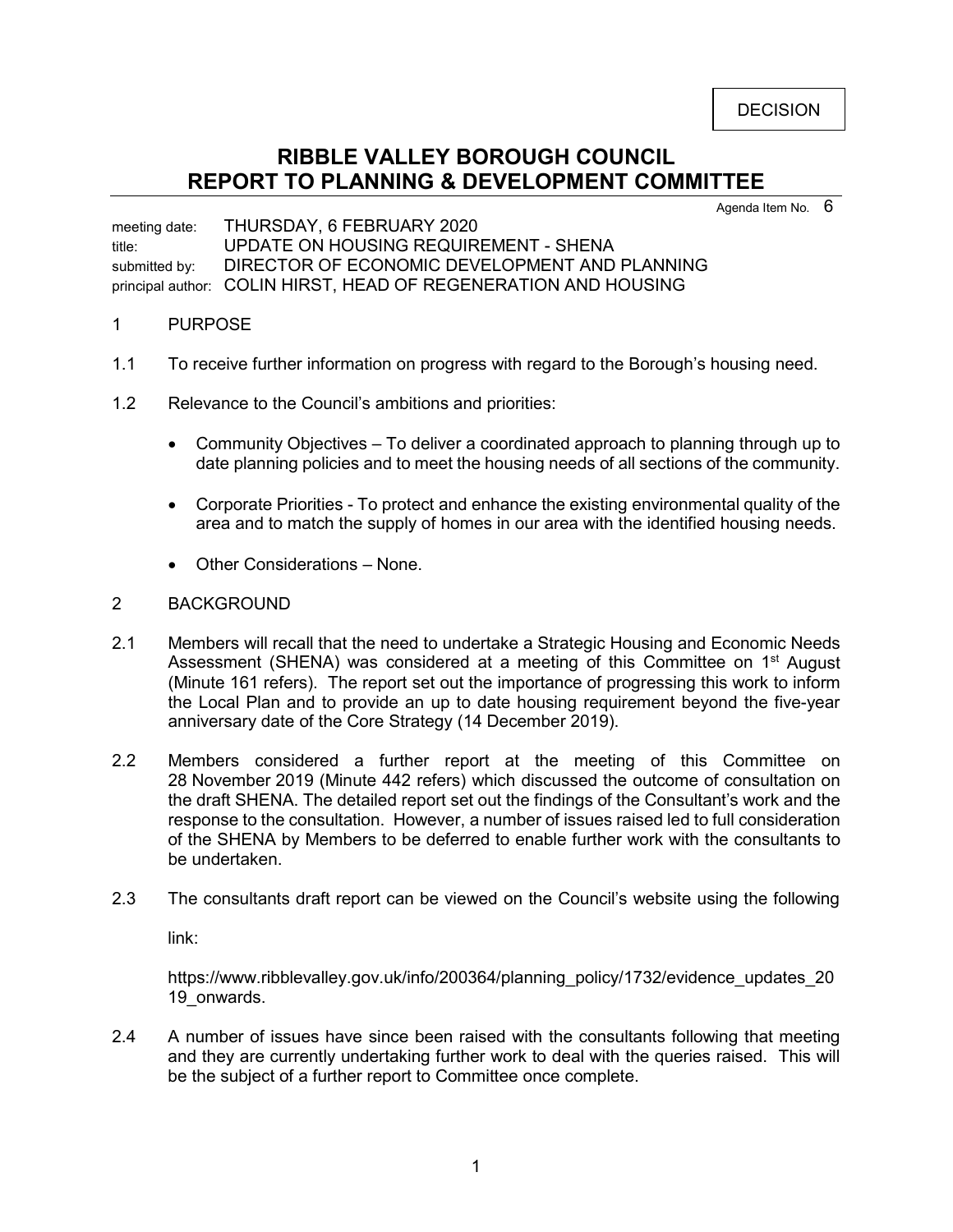DECISION

# RIBBLE VALLEY BOROUGH COUNCIL
# REPORT TO PLANNING & DEVELOPMENT COMMITTEE

Agenda Item No. 6

meeting date: THURSDAY, 6 FEBRUARY 2020
title: UPDATE ON HOUSING REQUIREMENT - SHENA
submitted by: DIRECTOR OF ECONOMIC DEVELOPMENT AND PLANNING
principal author: COLIN HIRST, HEAD OF REGENERATION AND HOUSING

## 1 PURPOSE

1.1 To receive further information on progress with regard to the Borough's housing need.

1.2 Relevance to the Council's ambitions and priorities:

- Community Objectives – To deliver a coordinated approach to planning through up to date planning policies and to meet the housing needs of all sections of the community.
- Corporate Priorities - To protect and enhance the existing environmental quality of the area and to match the supply of homes in our area with the identified housing needs.
- Other Considerations – None.

## 2 BACKGROUND

2.1 Members will recall that the need to undertake a Strategic Housing and Economic Needs Assessment (SHENA) was considered at a meeting of this Committee on 1st August (Minute 161 refers). The report set out the importance of progressing this work to inform the Local Plan and to provide an up to date housing requirement beyond the five-year anniversary date of the Core Strategy (14 December 2019).

2.2 Members considered a further report at the meeting of this Committee on 28 November 2019 (Minute 442 refers) which discussed the outcome of consultation on the draft SHENA. The detailed report set out the findings of the Consultant's work and the response to the consultation. However, a number of issues raised led to full consideration of the SHENA by Members to be deferred to enable further work with the consultants to be undertaken.

2.3 The consultants draft report can be viewed on the Council's website using the following link:

https://www.ribblevalley.gov.uk/info/200364/planning_policy/1732/evidence_updates_2019_onwards.

2.4 A number of issues have since been raised with the consultants following that meeting and they are currently undertaking further work to deal with the queries raised. This will be the subject of a further report to Committee once complete.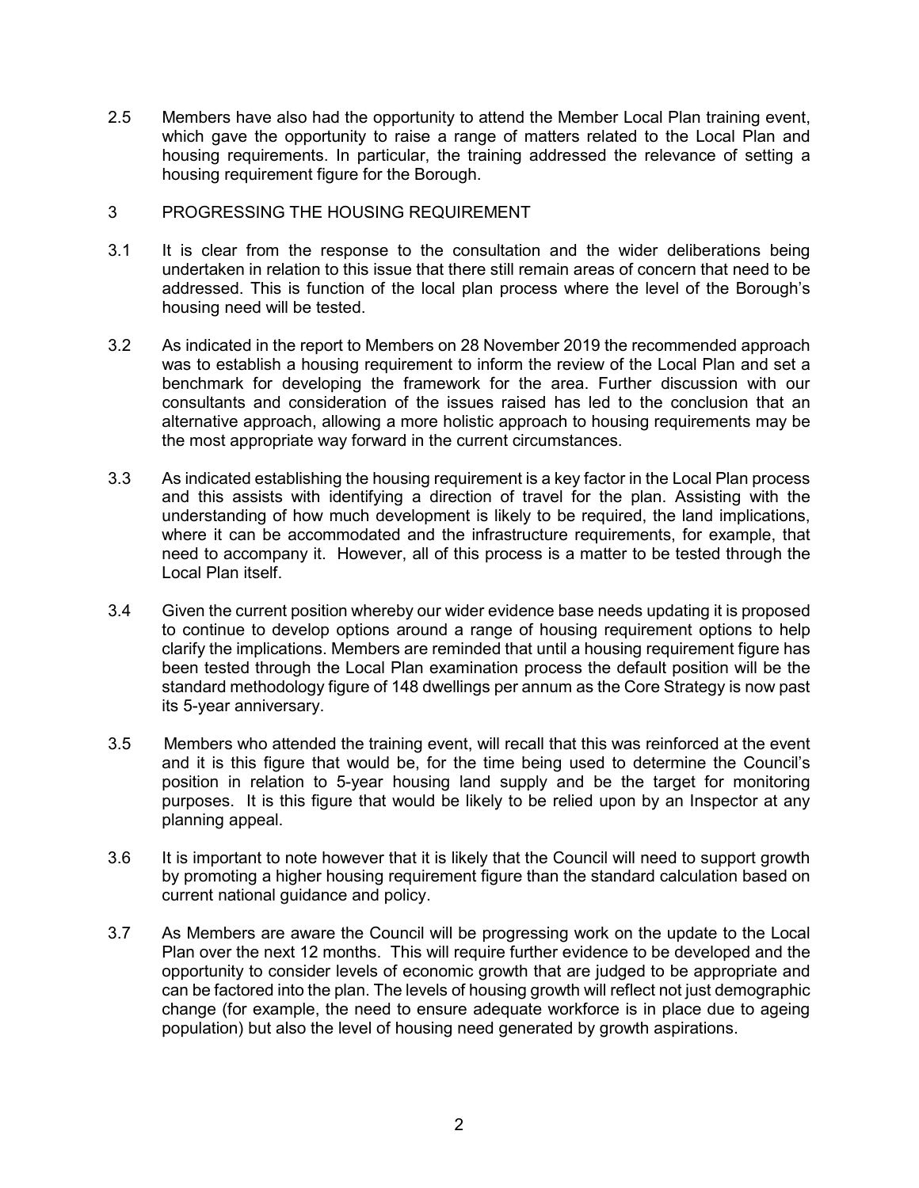2.5 Members have also had the opportunity to attend the Member Local Plan training event, which gave the opportunity to raise a range of matters related to the Local Plan and housing requirements. In particular, the training addressed the relevance of setting a housing requirement figure for the Borough.

## 3 PROGRESSING THE HOUSING REQUIREMENT

3.1 It is clear from the response to the consultation and the wider deliberations being undertaken in relation to this issue that there still remain areas of concern that need to be addressed. This is function of the local plan process where the level of the Borough's housing need will be tested.

3.2 As indicated in the report to Members on 28 November 2019 the recommended approach was to establish a housing requirement to inform the review of the Local Plan and set a benchmark for developing the framework for the area. Further discussion with our consultants and consideration of the issues raised has led to the conclusion that an alternative approach, allowing a more holistic approach to housing requirements may be the most appropriate way forward in the current circumstances.

3.3 As indicated establishing the housing requirement is a key factor in the Local Plan process and this assists with identifying a direction of travel for the plan. Assisting with the understanding of how much development is likely to be required, the land implications, where it can be accommodated and the infrastructure requirements, for example, that need to accompany it. However, all of this process is a matter to be tested through the Local Plan itself.

3.4 Given the current position whereby our wider evidence base needs updating it is proposed to continue to develop options around a range of housing requirement options to help clarify the implications. Members are reminded that until a housing requirement figure has been tested through the Local Plan examination process the default position will be the standard methodology figure of 148 dwellings per annum as the Core Strategy is now past its 5-year anniversary.

3.5 Members who attended the training event, will recall that this was reinforced at the event and it is this figure that would be, for the time being used to determine the Council's position in relation to 5-year housing land supply and be the target for monitoring purposes. It is this figure that would be likely to be relied upon by an Inspector at any planning appeal.

3.6 It is important to note however that it is likely that the Council will need to support growth by promoting a higher housing requirement figure than the standard calculation based on current national guidance and policy.

3.7 As Members are aware the Council will be progressing work on the update to the Local Plan over the next 12 months. This will require further evidence to be developed and the opportunity to consider levels of economic growth that are judged to be appropriate and can be factored into the plan. The levels of housing growth will reflect not just demographic change (for example, the need to ensure adequate workforce is in place due to ageing population) but also the level of housing need generated by growth aspirations.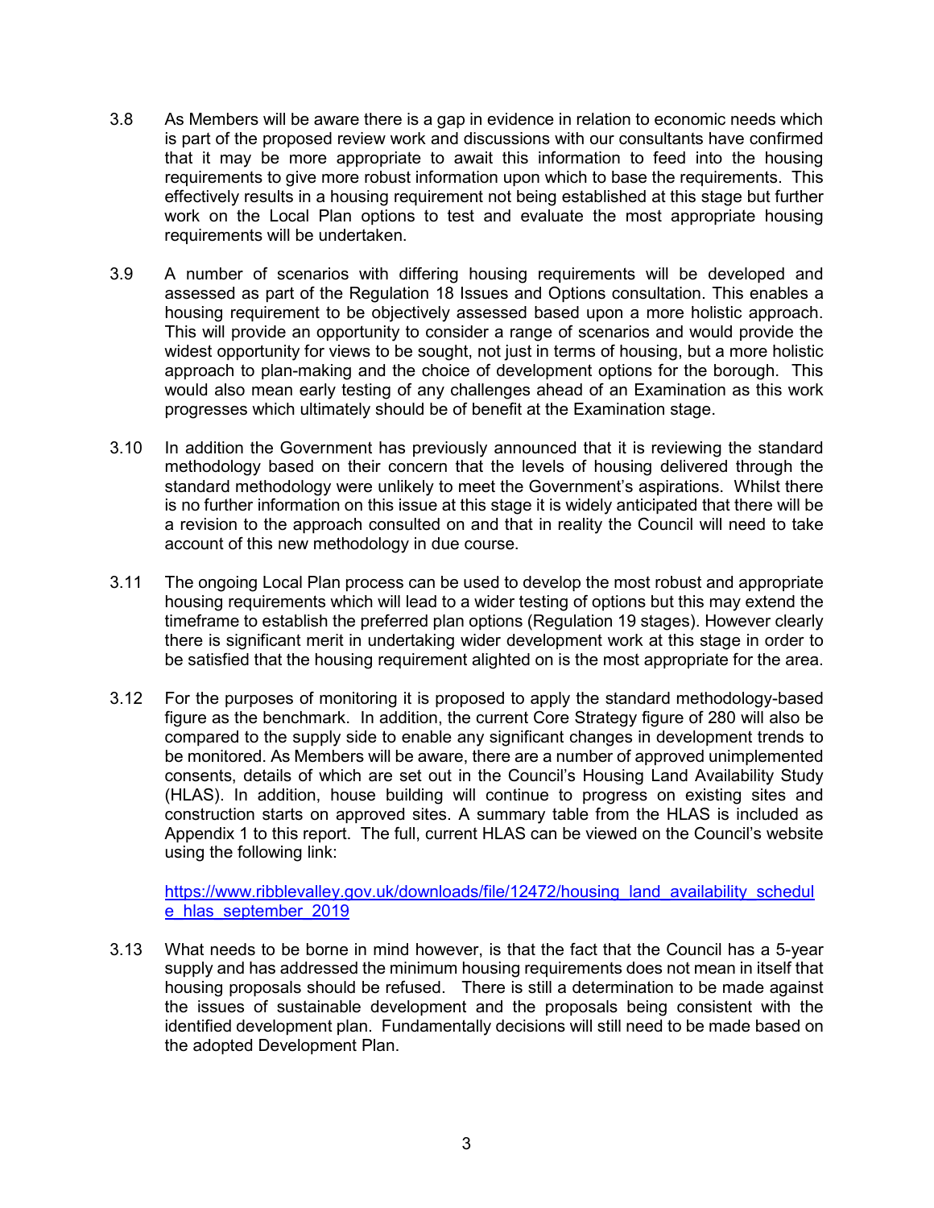3.8 As Members will be aware there is a gap in evidence in relation to economic needs which is part of the proposed review work and discussions with our consultants have confirmed that it may be more appropriate to await this information to feed into the housing requirements to give more robust information upon which to base the requirements. This effectively results in a housing requirement not being established at this stage but further work on the Local Plan options to test and evaluate the most appropriate housing requirements will be undertaken.

3.9 A number of scenarios with differing housing requirements will be developed and assessed as part of the Regulation 18 Issues and Options consultation. This enables a housing requirement to be objectively assessed based upon a more holistic approach. This will provide an opportunity to consider a range of scenarios and would provide the widest opportunity for views to be sought, not just in terms of housing, but a more holistic approach to plan-making and the choice of development options for the borough. This would also mean early testing of any challenges ahead of an Examination as this work progresses which ultimately should be of benefit at the Examination stage.

3.10 In addition the Government has previously announced that it is reviewing the standard methodology based on their concern that the levels of housing delivered through the standard methodology were unlikely to meet the Government's aspirations. Whilst there is no further information on this issue at this stage it is widely anticipated that there will be a revision to the approach consulted on and that in reality the Council will need to take account of this new methodology in due course.

3.11 The ongoing Local Plan process can be used to develop the most robust and appropriate housing requirements which will lead to a wider testing of options but this may extend the timeframe to establish the preferred plan options (Regulation 19 stages). However clearly there is significant merit in undertaking wider development work at this stage in order to be satisfied that the housing requirement alighted on is the most appropriate for the area.

3.12 For the purposes of monitoring it is proposed to apply the standard methodology-based figure as the benchmark. In addition, the current Core Strategy figure of 280 will also be compared to the supply side to enable any significant changes in development trends to be monitored. As Members will be aware, there are a number of approved unimplemented consents, details of which are set out in the Council's Housing Land Availability Study (HLAS). In addition, house building will continue to progress on existing sites and construction starts on approved sites. A summary table from the HLAS is included as Appendix 1 to this report. The full, current HLAS can be viewed on the Council's website using the following link:

[https://www.ribblevalley.gov.uk/downloads/file/12472/housing_land_availability_schedule_hlas_september_2019](https://www.ribblevalley.gov.uk/downloads/file/12472/housing_land_availability_schedule_hlas_september_2019)

3.13 What needs to be borne in mind however, is that the fact that the Council has a 5-year supply and has addressed the minimum housing requirements does not mean in itself that housing proposals should be refused. There is still a determination to be made against the issues of sustainable development and the proposals being consistent with the identified development plan. Fundamentally decisions will still need to be made based on the adopted Development Plan.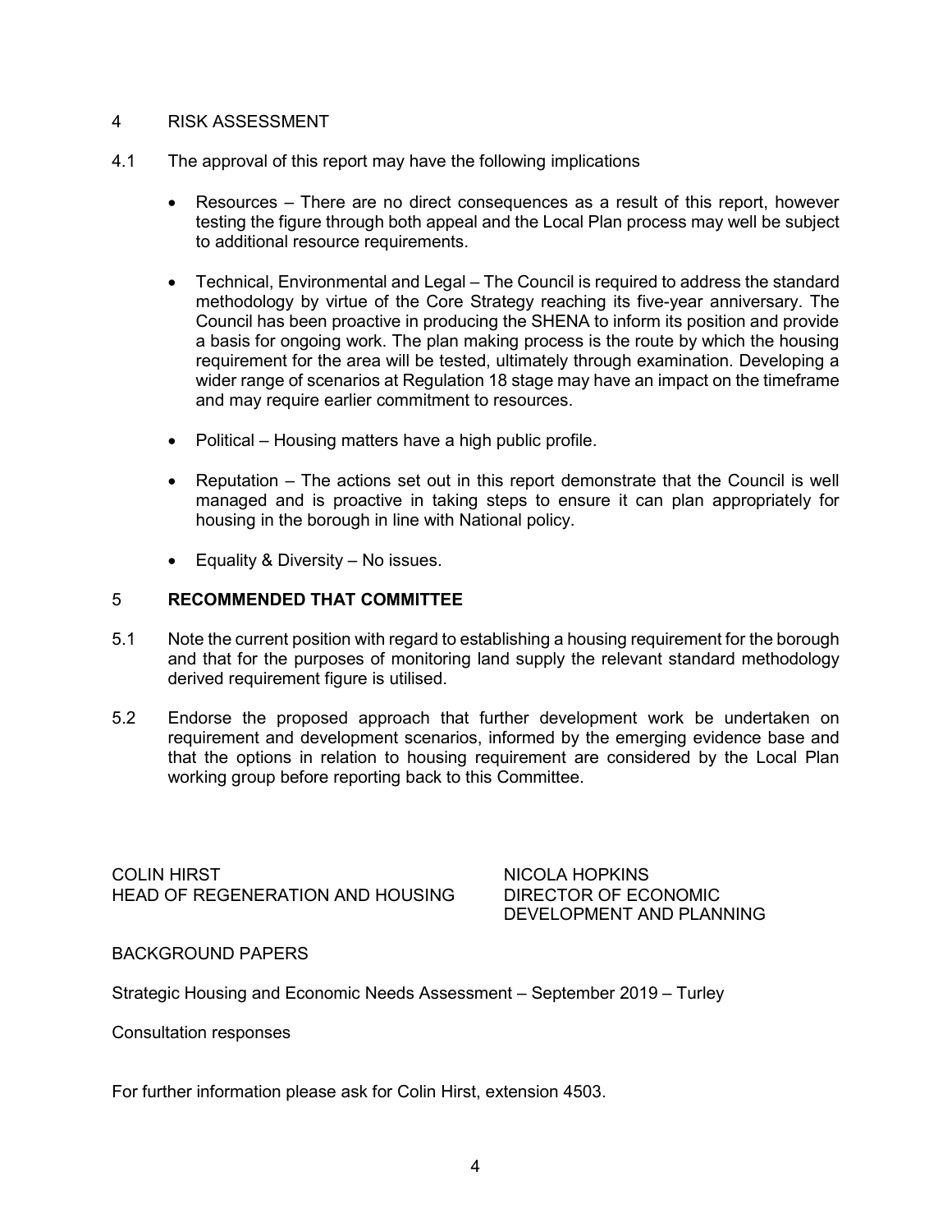## 4 RISK ASSESSMENT

4.1 The approval of this report may have the following implications

- Resources – There are no direct consequences as a result of this report, however testing the figure through both appeal and the Local Plan process may well be subject to additional resource requirements.

- Technical, Environmental and Legal – The Council is required to address the standard methodology by virtue of the Core Strategy reaching its five-year anniversary. The Council has been proactive in producing the SHENA to inform its position and provide a basis for ongoing work. The plan making process is the route by which the housing requirement for the area will be tested, ultimately through examination. Developing a wider range of scenarios at Regulation 18 stage may have an impact on the timeframe and may require earlier commitment to resources.

- Political – Housing matters have a high public profile.

- Reputation – The actions set out in this report demonstrate that the Council is well managed and is proactive in taking steps to ensure it can plan appropriately for housing in the borough in line with National policy.

- Equality & Diversity – No issues.

## 5 **RECOMMENDED THAT COMMITTEE**

5.1 Note the current position with regard to establishing a housing requirement for the borough and that for the purposes of monitoring land supply the relevant standard methodology derived requirement figure is utilised.

5.2 Endorse the proposed approach that further development work be undertaken on requirement and development scenarios, informed by the emerging evidence base and that the options in relation to housing requirement are considered by the Local Plan working group before reporting back to this Committee.

COLIN HIRST
HEAD OF REGENERATION AND HOUSING

NICOLA HOPKINS
DIRECTOR OF ECONOMIC DEVELOPMENT AND PLANNING

BACKGROUND PAPERS

Strategic Housing and Economic Needs Assessment – September 2019 – Turley

Consultation responses

For further information please ask for Colin Hirst, extension 4503.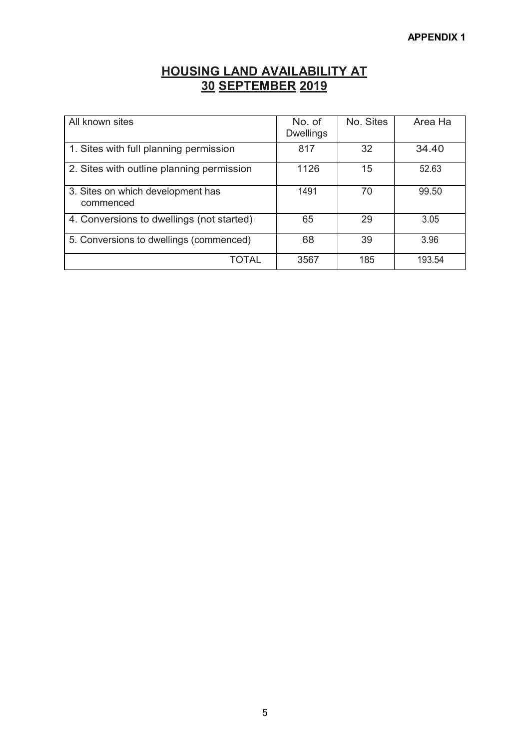**APPENDIX 1**

# HOUSING LAND AVAILABILITY AT 30 SEPTEMBER 2019

| All known sites | No. of Dwellings | No. Sites | Area Ha |
|---|---|---|---|
| 1. Sites with full planning permission | 817 | 32 | 34.40 |
| 2. Sites with outline planning permission | 1126 | 15 | 52.63 |
| 3. Sites on which development has commenced | 1491 | 70 | 99.50 |
| 4. Conversions to dwellings (not started) | 65 | 29 | 3.05 |
| 5. Conversions to dwellings (commenced) | 68 | 39 | 3.96 |
| TOTAL | 3567 | 185 | 193.54 |